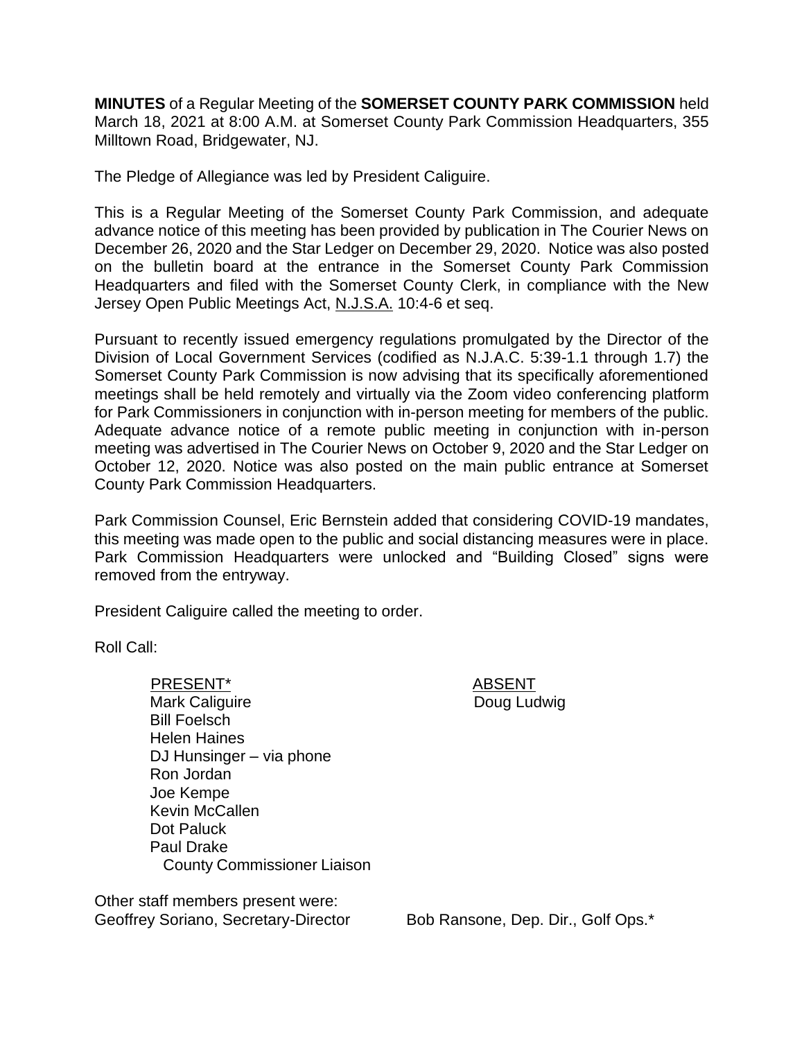**MINUTES** of a Regular Meeting of the **SOMERSET COUNTY PARK COMMISSION** held March 18, 2021 at 8:00 A.M. at Somerset County Park Commission Headquarters, 355 Milltown Road, Bridgewater, NJ.

The Pledge of Allegiance was led by President Caliguire.

This is a Regular Meeting of the Somerset County Park Commission, and adequate advance notice of this meeting has been provided by publication in The Courier News on December 26, 2020 and the Star Ledger on December 29, 2020. Notice was also posted on the bulletin board at the entrance in the Somerset County Park Commission Headquarters and filed with the Somerset County Clerk, in compliance with the New Jersey Open Public Meetings Act, N.J.S.A. 10:4-6 et seq.

Pursuant to recently issued emergency regulations promulgated by the Director of the Division of Local Government Services (codified as N.J.A.C. 5:39-1.1 through 1.7) the Somerset County Park Commission is now advising that its specifically aforementioned meetings shall be held remotely and virtually via the Zoom video conferencing platform for Park Commissioners in conjunction with in-person meeting for members of the public. Adequate advance notice of a remote public meeting in conjunction with in-person meeting was advertised in The Courier News on October 9, 2020 and the Star Ledger on October 12, 2020. Notice was also posted on the main public entrance at Somerset County Park Commission Headquarters.

Park Commission Counsel, Eric Bernstein added that considering COVID-19 mandates, this meeting was made open to the public and social distancing measures were in place. Park Commission Headquarters were unlocked and "Building Closed" signs were removed from the entryway.

President Caliguire called the meeting to order.

Roll Call:

| PRESENT* | ABSENT |
|---|---|
| Mark Caliguire | Doug Ludwig |
| Bill Foelsch | |
| Helen Haines | |
| DJ Hunsinger – via phone | |
| Ron Jordan | |
| Joe Kempe | |
| Kevin McCallen | |
| Dot Paluck | |
| Paul Drake<br>County Commissioner Liaison | |

Other staff members present were:

Geoffrey Soriano, Secretary-Director

Bob Ransone, Dep. Dir., Golf Ops.*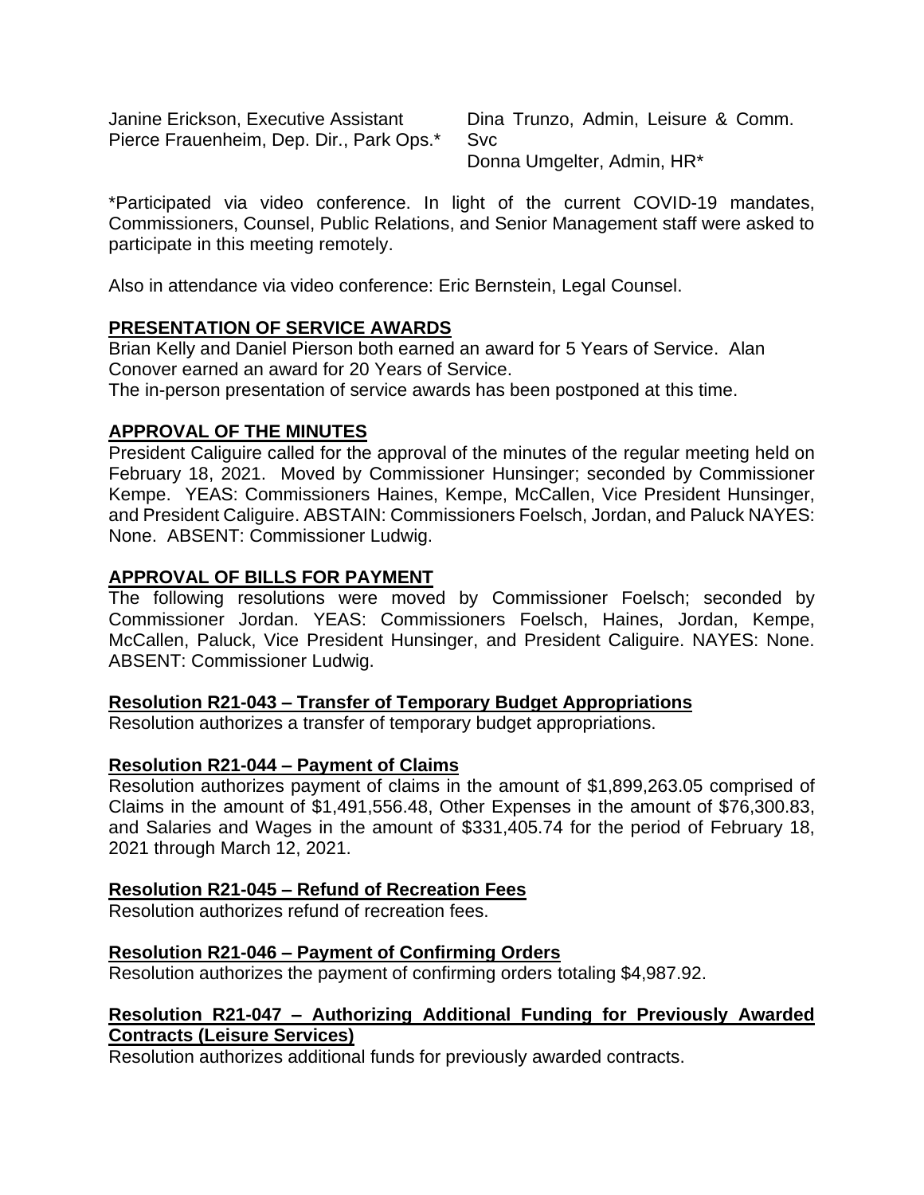Janine Erickson, Executive Assistant
Pierce Frauenheim, Dep. Dir., Park Ops.*
Dina Trunzo, Admin, Leisure & Comm. Svc
Donna Umgelter, Admin, HR*

*Participated via video conference. In light of the current COVID-19 mandates, Commissioners, Counsel, Public Relations, and Senior Management staff were asked to participate in this meeting remotely.

Also in attendance via video conference: Eric Bernstein, Legal Counsel.

## PRESENTATION OF SERVICE AWARDS

Brian Kelly and Daniel Pierson both earned an award for 5 Years of Service. Alan Conover earned an award for 20 Years of Service.
The in-person presentation of service awards has been postponed at this time.

## APPROVAL OF THE MINUTES

President Caliguire called for the approval of the minutes of the regular meeting held on February 18, 2021. Moved by Commissioner Hunsinger; seconded by Commissioner Kempe. YEAS: Commissioners Haines, Kempe, McCallen, Vice President Hunsinger, and President Caliguire. ABSTAIN: Commissioners Foelsch, Jordan, and Paluck NAYES: None. ABSENT: Commissioner Ludwig.

## APPROVAL OF BILLS FOR PAYMENT

The following resolutions were moved by Commissioner Foelsch; seconded by Commissioner Jordan. YEAS: Commissioners Foelsch, Haines, Jordan, Kempe, McCallen, Paluck, Vice President Hunsinger, and President Caliguire. NAYES: None. ABSENT: Commissioner Ludwig.

### Resolution R21-043 – Transfer of Temporary Budget Appropriations

Resolution authorizes a transfer of temporary budget appropriations.

### Resolution R21-044 – Payment of Claims

Resolution authorizes payment of claims in the amount of $1,899,263.05 comprised of Claims in the amount of $1,491,556.48, Other Expenses in the amount of $76,300.83, and Salaries and Wages in the amount of $331,405.74 for the period of February 18, 2021 through March 12, 2021.

### Resolution R21-045 – Refund of Recreation Fees

Resolution authorizes refund of recreation fees.

### Resolution R21-046 – Payment of Confirming Orders

Resolution authorizes the payment of confirming orders totaling $4,987.92.

### Resolution R21-047 – Authorizing Additional Funding for Previously Awarded Contracts (Leisure Services)

Resolution authorizes additional funds for previously awarded contracts.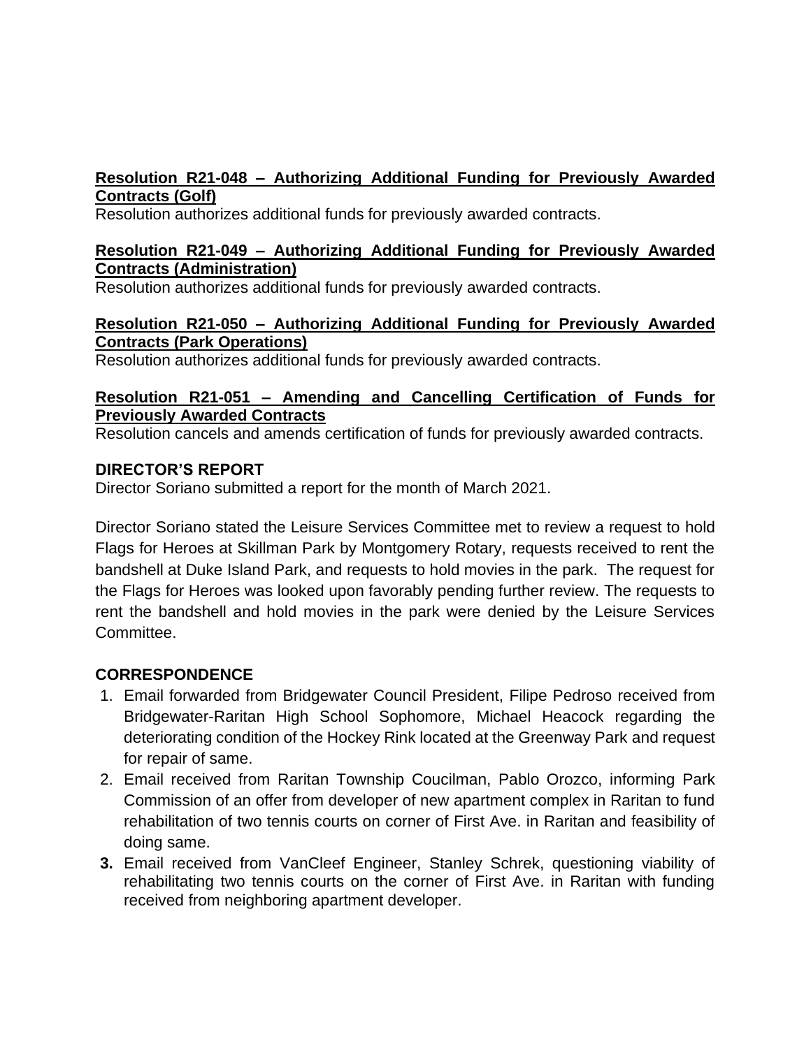**<u>Resolution R21-048 – Authorizing Additional Funding for Previously Awarded Contracts (Golf)</u>**
Resolution authorizes additional funds for previously awarded contracts.

**<u>Resolution R21-049 – Authorizing Additional Funding for Previously Awarded Contracts (Administration)</u>**
Resolution authorizes additional funds for previously awarded contracts.

**<u>Resolution R21-050 – Authorizing Additional Funding for Previously Awarded Contracts (Park Operations)</u>**
Resolution authorizes additional funds for previously awarded contracts.

**<u>Resolution R21-051 – Amending and Cancelling Certification of Funds for Previously Awarded Contracts</u>**
Resolution cancels and amends certification of funds for previously awarded contracts.

**DIRECTOR'S REPORT**
Director Soriano submitted a report for the month of March 2021.

Director Soriano stated the Leisure Services Committee met to review a request to hold Flags for Heroes at Skillman Park by Montgomery Rotary, requests received to rent the bandshell at Duke Island Park, and requests to hold movies in the park. The request for the Flags for Heroes was looked upon favorably pending further review. The requests to rent the bandshell and hold movies in the park were denied by the Leisure Services Committee.

**CORRESPONDENCE**

1. Email forwarded from Bridgewater Council President, Filipe Pedroso received from Bridgewater-Raritan High School Sophomore, Michael Heacock regarding the deteriorating condition of the Hockey Rink located at the Greenway Park and request for repair of same.
2. Email received from Raritan Township Coucilman, Pablo Orozco, informing Park Commission of an offer from developer of new apartment complex in Raritan to fund rehabilitation of two tennis courts on corner of First Ave. in Raritan and feasibility of doing same.
3. Email received from VanCleef Engineer, Stanley Schrek, questioning viability of rehabilitating two tennis courts on the corner of First Ave. in Raritan with funding received from neighboring apartment developer.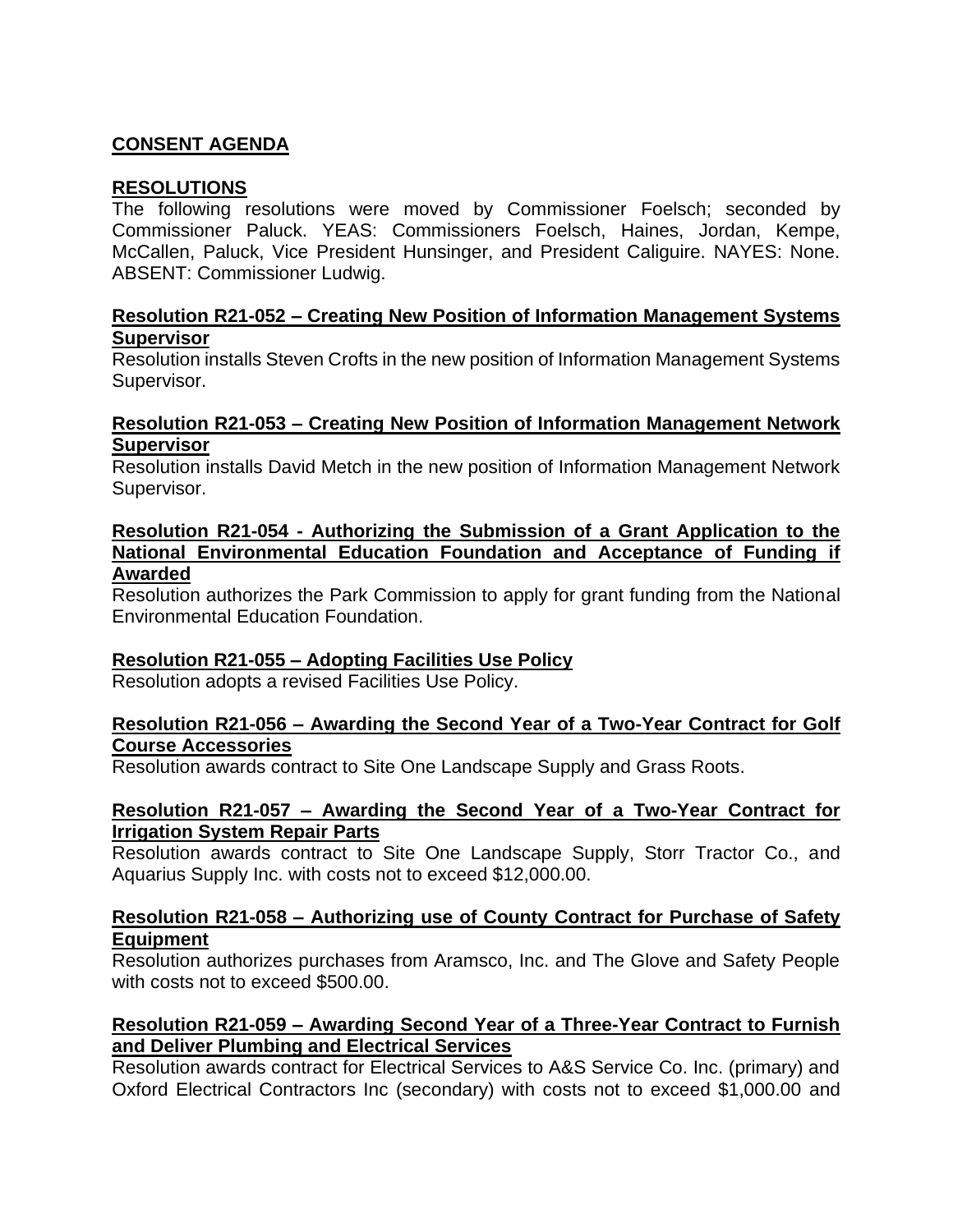## CONSENT AGENDA

### RESOLUTIONS

The following resolutions were moved by Commissioner Foelsch; seconded by Commissioner Paluck. YEAS: Commissioners Foelsch, Haines, Jordan, Kempe, McCallen, Paluck, Vice President Hunsinger, and President Caliguire. NAYES: None. ABSENT: Commissioner Ludwig.

**Resolution R21-052 – Creating New Position of Information Management Systems Supervisor**

Resolution installs Steven Crofts in the new position of Information Management Systems Supervisor.

**Resolution R21-053 – Creating New Position of Information Management Network Supervisor**

Resolution installs David Metch in the new position of Information Management Network Supervisor.

**Resolution R21-054 - Authorizing the Submission of a Grant Application to the National Environmental Education Foundation and Acceptance of Funding if Awarded**

Resolution authorizes the Park Commission to apply for grant funding from the National Environmental Education Foundation.

**Resolution R21-055 – Adopting Facilities Use Policy**

Resolution adopts a revised Facilities Use Policy.

**Resolution R21-056 – Awarding the Second Year of a Two-Year Contract for Golf Course Accessories**

Resolution awards contract to Site One Landscape Supply and Grass Roots.

**Resolution R21-057 – Awarding the Second Year of a Two-Year Contract for Irrigation System Repair Parts**

Resolution awards contract to Site One Landscape Supply, Storr Tractor Co., and Aquarius Supply Inc. with costs not to exceed $12,000.00.

**Resolution R21-058 – Authorizing use of County Contract for Purchase of Safety Equipment**

Resolution authorizes purchases from Aramsco, Inc. and The Glove and Safety People with costs not to exceed $500.00.

**Resolution R21-059 – Awarding Second Year of a Three-Year Contract to Furnish and Deliver Plumbing and Electrical Services**

Resolution awards contract for Electrical Services to A&S Service Co. Inc. (primary) and Oxford Electrical Contractors Inc (secondary) with costs not to exceed $1,000.00 and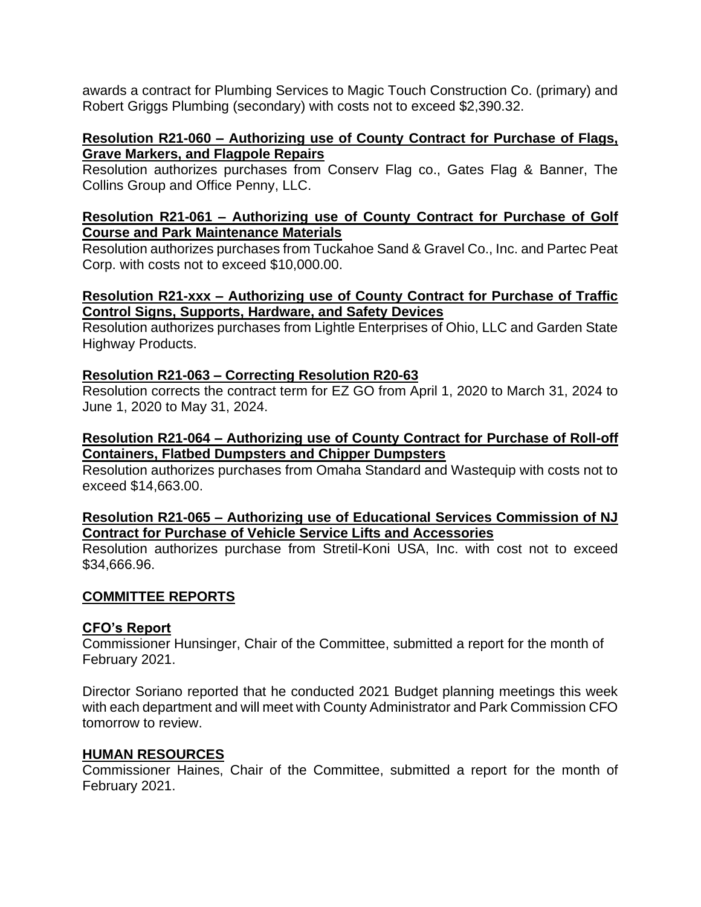awards a contract for Plumbing Services to Magic Touch Construction Co. (primary) and Robert Griggs Plumbing (secondary) with costs not to exceed $2,390.32.

**Resolution R21-060 – Authorizing use of County Contract for Purchase of Flags, Grave Markers, and Flagpole Repairs**

Resolution authorizes purchases from Conserv Flag co., Gates Flag & Banner, The Collins Group and Office Penny, LLC.

**Resolution R21-061 – Authorizing use of County Contract for Purchase of Golf Course and Park Maintenance Materials**

Resolution authorizes purchases from Tuckahoe Sand & Gravel Co., Inc. and Partec Peat Corp. with costs not to exceed $10,000.00.

**Resolution R21-xxx – Authorizing use of County Contract for Purchase of Traffic Control Signs, Supports, Hardware, and Safety Devices**

Resolution authorizes purchases from Lightle Enterprises of Ohio, LLC and Garden State Highway Products.

**Resolution R21-063 – Correcting Resolution R20-63**

Resolution corrects the contract term for EZ GO from April 1, 2020 to March 31, 2024 to June 1, 2020 to May 31, 2024.

**Resolution R21-064 – Authorizing use of County Contract for Purchase of Roll-off Containers, Flatbed Dumpsters and Chipper Dumpsters**

Resolution authorizes purchases from Omaha Standard and Wastequip with costs not to exceed $14,663.00.

**Resolution R21-065 – Authorizing use of Educational Services Commission of NJ Contract for Purchase of Vehicle Service Lifts and Accessories**

Resolution authorizes purchase from Stretil-Koni USA, Inc. with cost not to exceed $34,666.96.

## COMMITTEE REPORTS

### CFO's Report

Commissioner Hunsinger, Chair of the Committee, submitted a report for the month of February 2021.

Director Soriano reported that he conducted 2021 Budget planning meetings this week with each department and will meet with County Administrator and Park Commission CFO tomorrow to review.

### HUMAN RESOURCES

Commissioner Haines, Chair of the Committee, submitted a report for the month of February 2021.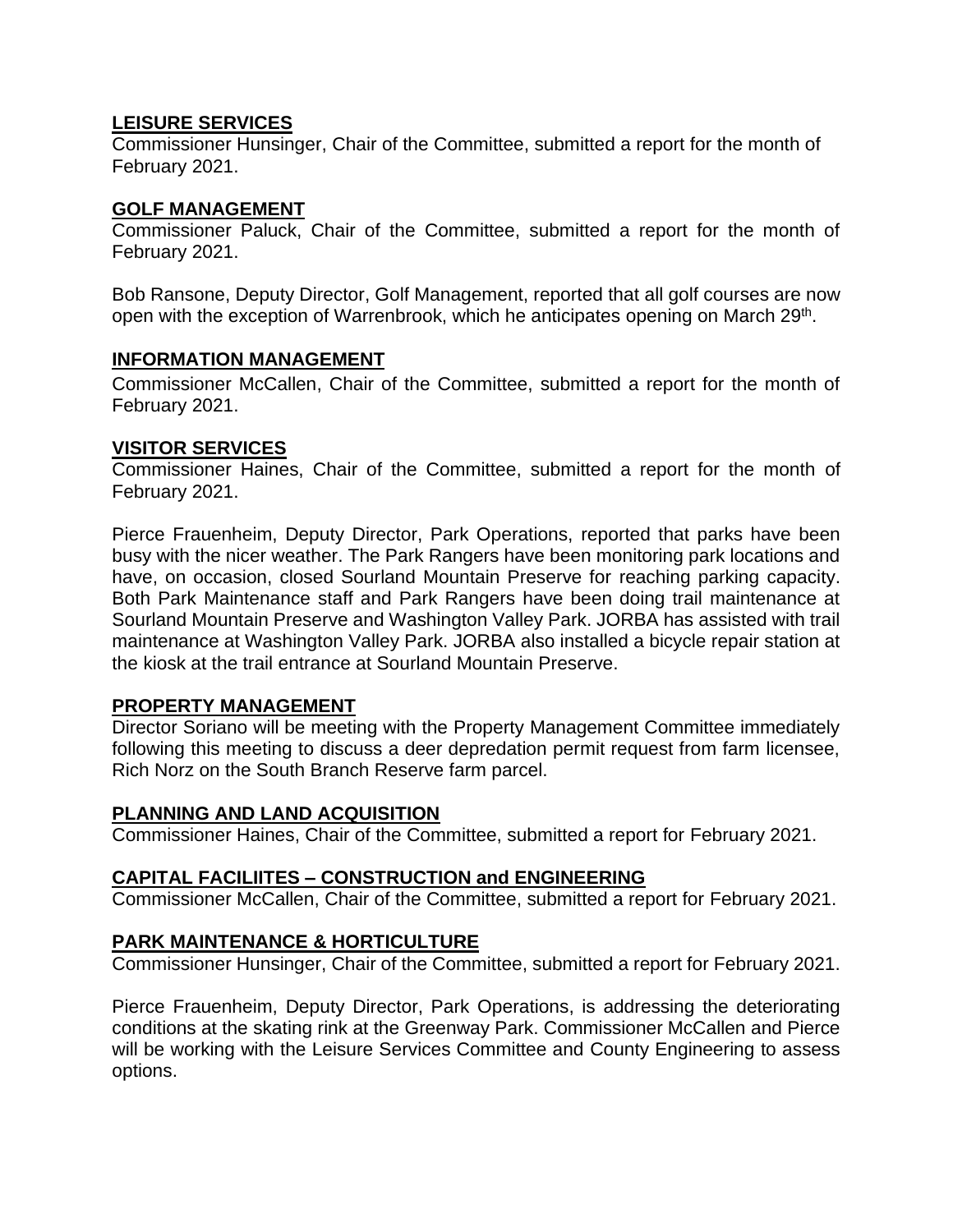## LEISURE SERVICES

Commissioner Hunsinger, Chair of the Committee, submitted a report for the month of February 2021.

## GOLF MANAGEMENT

Commissioner Paluck, Chair of the Committee, submitted a report for the month of February 2021.

Bob Ransone, Deputy Director, Golf Management, reported that all golf courses are now open with the exception of Warrenbrook, which he anticipates opening on March 29th.

## INFORMATION MANAGEMENT

Commissioner McCallen, Chair of the Committee, submitted a report for the month of February 2021.

## VISITOR SERVICES

Commissioner Haines, Chair of the Committee, submitted a report for the month of February 2021.

Pierce Frauenheim, Deputy Director, Park Operations, reported that parks have been busy with the nicer weather. The Park Rangers have been monitoring park locations and have, on occasion, closed Sourland Mountain Preserve for reaching parking capacity. Both Park Maintenance staff and Park Rangers have been doing trail maintenance at Sourland Mountain Preserve and Washington Valley Park. JORBA has assisted with trail maintenance at Washington Valley Park. JORBA also installed a bicycle repair station at the kiosk at the trail entrance at Sourland Mountain Preserve.

## PROPERTY MANAGEMENT

Director Soriano will be meeting with the Property Management Committee immediately following this meeting to discuss a deer depredation permit request from farm licensee, Rich Norz on the South Branch Reserve farm parcel.

## PLANNING AND LAND ACQUISITION

Commissioner Haines, Chair of the Committee, submitted a report for February 2021.

## CAPITAL FACILIITES – CONSTRUCTION and ENGINEERING

Commissioner McCallen, Chair of the Committee, submitted a report for February 2021.

## PARK MAINTENANCE & HORTICULTURE

Commissioner Hunsinger, Chair of the Committee, submitted a report for February 2021.

Pierce Frauenheim, Deputy Director, Park Operations, is addressing the deteriorating conditions at the skating rink at the Greenway Park. Commissioner McCallen and Pierce will be working with the Leisure Services Committee and County Engineering to assess options.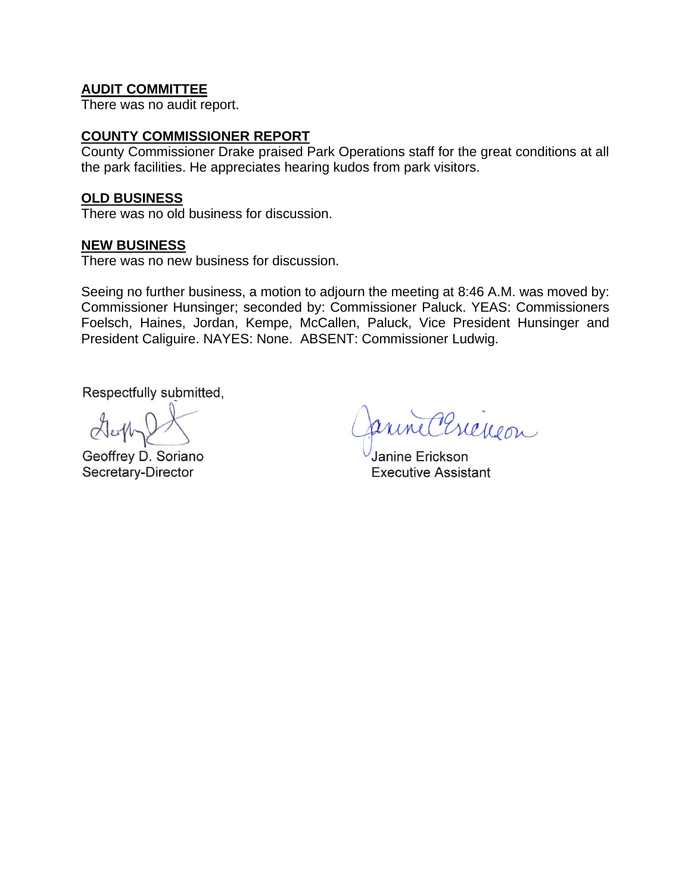**AUDIT COMMITTEE**
There was no audit report.

**COUNTY COMMISSIONER REPORT**
County Commissioner Drake praised Park Operations staff for the great conditions at all the park facilities. He appreciates hearing kudos from park visitors.

**OLD BUSINESS**
There was no old business for discussion.

**NEW BUSINESS**
There was no new business for discussion.

Seeing no further business, a motion to adjourn the meeting at 8:46 A.M. was moved by: Commissioner Hunsinger; seconded by: Commissioner Paluck. YEAS: Commissioners Foelsch, Haines, Jordan, Kempe, McCallen, Paluck, Vice President Hunsinger and President Caliguire. NAYES: None. ABSENT: Commissioner Ludwig.

Respectfully submitted,

Geoffrey D. Soriano
Secretary-Director

Janine Erickson
Executive Assistant